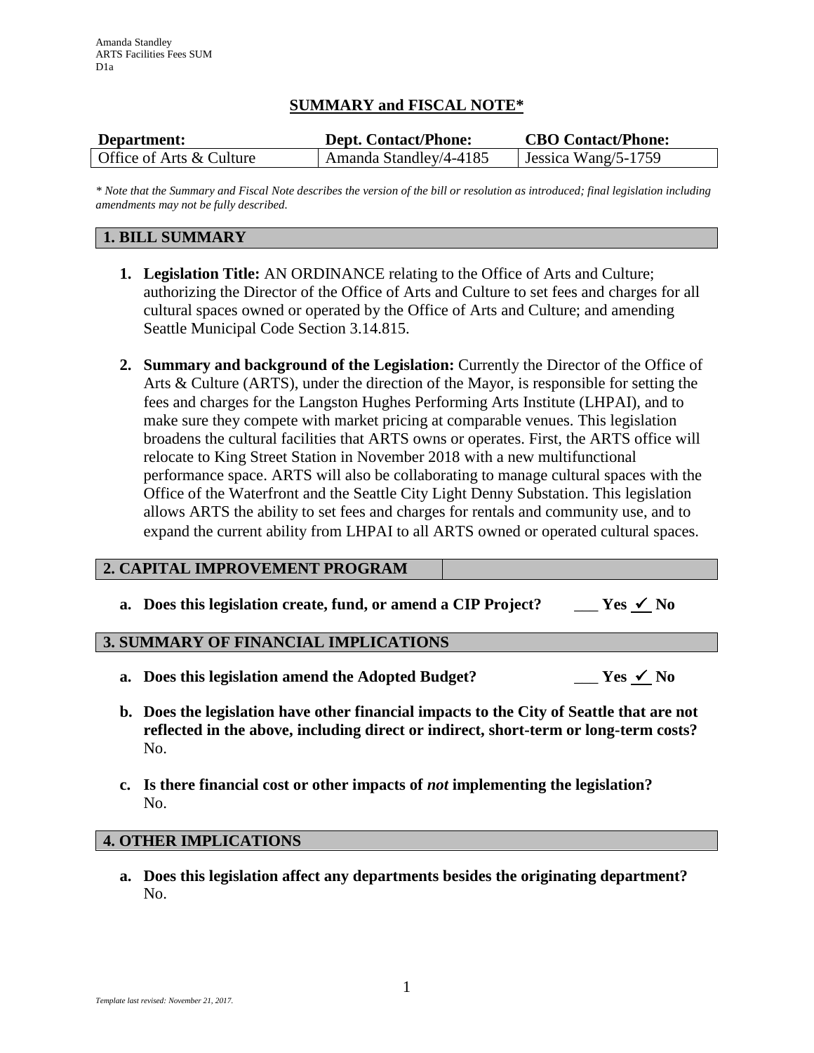Amanda Standley
ARTS Facilities Fees SUM
D1a

## SUMMARY and FISCAL NOTE*

| Department: | Dept. Contact/Phone: | CBO Contact/Phone: |
|---|---|---|
| Office of Arts & Culture | Amanda Standley/4-4185 | Jessica Wang/5-1759 |

*\* Note that the Summary and Fiscal Note describes the version of the bill or resolution as introduced; final legislation including amendments may not be fully described.*

### 1. BILL SUMMARY

1. **Legislation Title:** AN ORDINANCE relating to the Office of Arts and Culture; authorizing the Director of the Office of Arts and Culture to set fees and charges for all cultural spaces owned or operated by the Office of Arts and Culture; and amending Seattle Municipal Code Section 3.14.815.

2. **Summary and background of the Legislation:** Currently the Director of the Office of Arts & Culture (ARTS), under the direction of the Mayor, is responsible for setting the fees and charges for the Langston Hughes Performing Arts Institute (LHPAI), and to make sure they compete with market pricing at comparable venues. This legislation broadens the cultural facilities that ARTS owns or operates. First, the ARTS office will relocate to King Street Station in November 2018 with a new multifunctional performance space. ARTS will also be collaborating to manage cultural spaces with the Office of the Waterfront and the Seattle City Light Denny Substation. This legislation allows ARTS the ability to set fees and charges for rentals and community use, and to expand the current ability from LHPAI to all ARTS owned or operated cultural spaces.

### 2. CAPITAL IMPROVEMENT PROGRAM

a. **Does this legislation create, fund, or amend a CIP Project?** ___ **Yes** _✓_ **No**

### 3. SUMMARY OF FINANCIAL IMPLICATIONS

a. **Does this legislation amend the Adopted Budget?** ___ **Yes** _✓_ **No**

b. **Does the legislation have other financial impacts to the City of Seattle that are not reflected in the above, including direct or indirect, short-term or long-term costs?**
No.

c. **Is there financial cost or other impacts of *not* implementing the legislation?**
No.

### 4. OTHER IMPLICATIONS

a. **Does this legislation affect any departments besides the originating department?**
No.

*Template last revised: November 21, 2017.*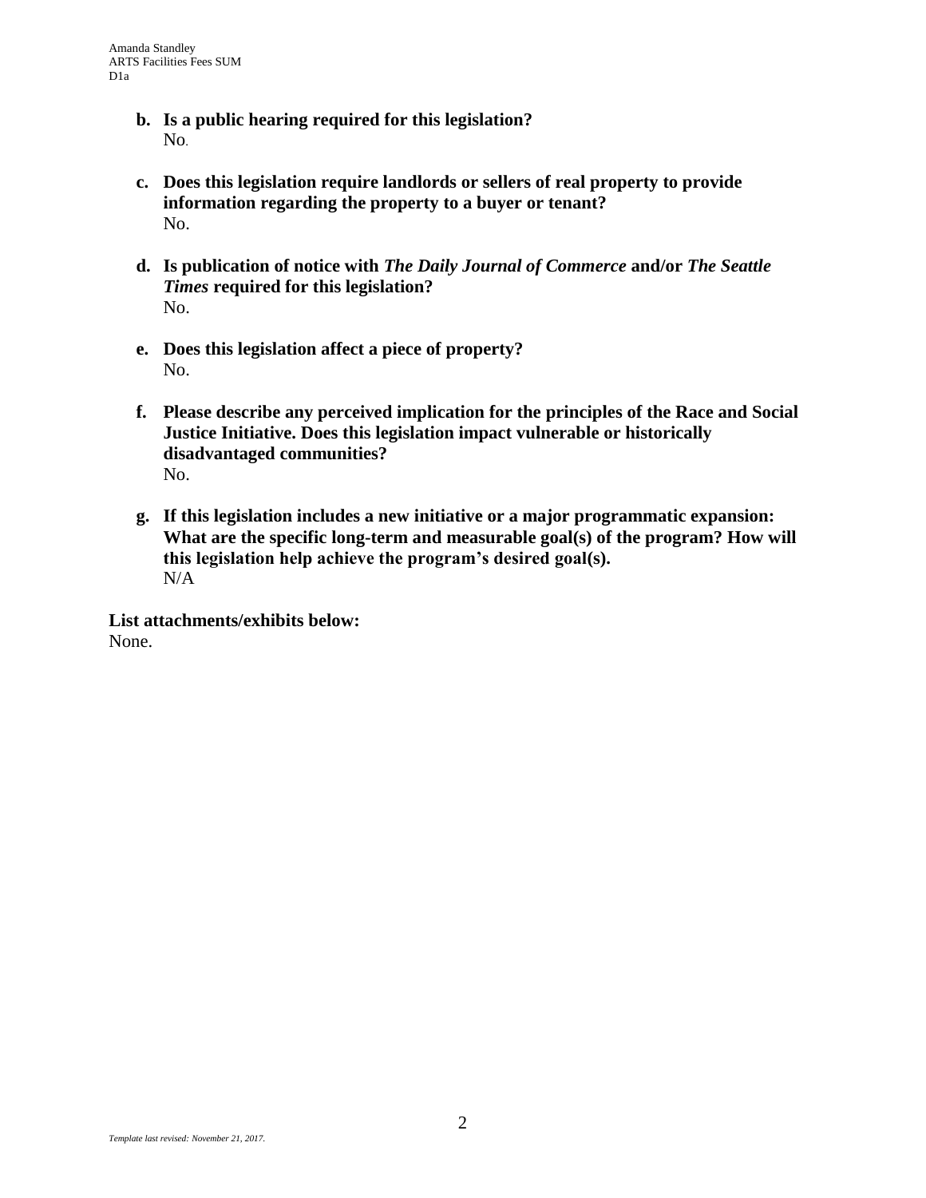b. **Is a public hearing required for this legislation?**
   No.

c. **Does this legislation require landlords or sellers of real property to provide information regarding the property to a buyer or tenant?**
   No.

d. **Is publication of notice with *The Daily Journal of Commerce* and/or *The Seattle Times* required for this legislation?**
   No.

e. **Does this legislation affect a piece of property?**
   No.

f. **Please describe any perceived implication for the principles of the Race and Social Justice Initiative. Does this legislation impact vulnerable or historically disadvantaged communities?**
   No.

g. **If this legislation includes a new initiative or a major programmatic expansion: What are the specific long-term and measurable goal(s) of the program? How will this legislation help achieve the program's desired goal(s).**
   N/A

**List attachments/exhibits below:**

None.